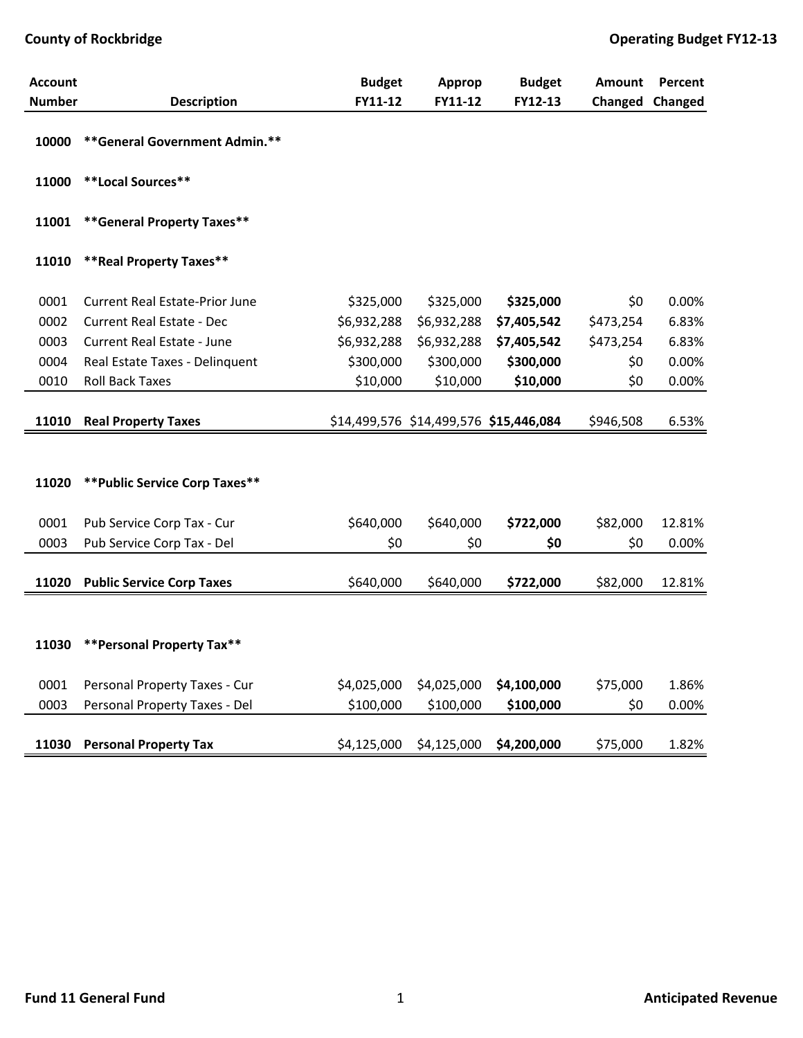**County of Rockbridge** | **Operating Budget FY12-13**

| Account Number | Description | Budget FY11-12 | Approp FY11-12 | Budget FY12-13 | Amount Changed | Percent Changed |
|---|---|---|---|---|---|---|
| **10000** | **\*\*General Government Admin.\*\*** | | | | | |
| **11000** | **\*\*Local Sources\*\*** | | | | | |
| **11001** | **\*\*General Property Taxes\*\*** | | | | | |
| **11010** | **\*\*Real Property Taxes\*\*** | | | | | |
| 0001 | Current Real Estate-Prior June | $325,000 | $325,000 | **$325,000** | $0 | 0.00% |
| 0002 | Current Real Estate - Dec | $6,932,288 | $6,932,288 | **$7,405,542** | $473,254 | 6.83% |
| 0003 | Current Real Estate - June | $6,932,288 | $6,932,288 | **$7,405,542** | $473,254 | 6.83% |
| 0004 | Real Estate Taxes - Delinquent | $300,000 | $300,000 | **$300,000** | $0 | 0.00% |
| 0010 | Roll Back Taxes | $10,000 | $10,000 | **$10,000** | $0 | 0.00% |
| **11010** | **Real Property Taxes** | $14,499,576 | $14,499,576 | **$15,446,084** | $946,508 | 6.53% |
| **11020** | **\*\*Public Service Corp Taxes\*\*** | | | | | |
| 0001 | Pub Service Corp Tax - Cur | $640,000 | $640,000 | **$722,000** | $82,000 | 12.81% |
| 0003 | Pub Service Corp Tax - Del | $0 | $0 | **$0** | $0 | 0.00% |
| **11020** | **Public Service Corp Taxes** | $640,000 | $640,000 | **$722,000** | $82,000 | 12.81% |
| **11030** | **\*\*Personal Property Tax\*\*** | | | | | |
| 0001 | Personal Property Taxes - Cur | $4,025,000 | $4,025,000 | **$4,100,000** | $75,000 | 1.86% |
| 0003 | Personal Property Taxes - Del | $100,000 | $100,000 | **$100,000** | $0 | 0.00% |
| **11030** | **Personal Property Tax** | $4,125,000 | $4,125,000 | **$4,200,000** | $75,000 | 1.82% |

**Fund 11 General Fund** | **Anticipated Revenue**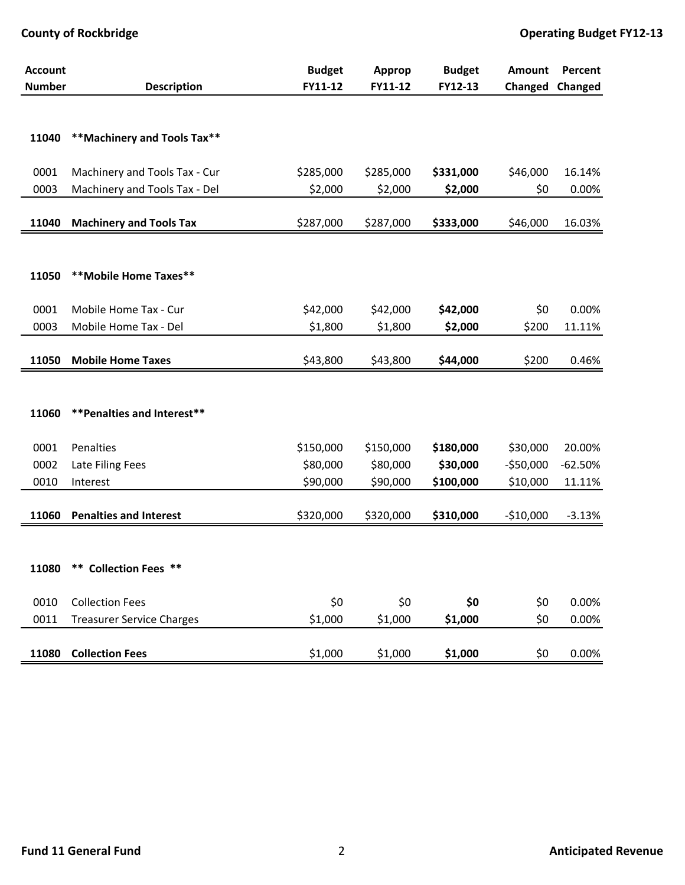| Account Number | Description | Budget FY11-12 | Approp FY11-12 | Budget FY12-13 | Amount Changed | Percent Changed |
|---|---|---|---|---|---|---|
| **11040** | **\*\*Machinery and Tools Tax\*\*** | | | | | |
| 0001 | Machinery and Tools Tax - Cur | $285,000 | $285,000 | **$331,000** | $46,000 | 16.14% |
| 0003 | Machinery and Tools Tax - Del | $2,000 | $2,000 | **$2,000** | $0 | 0.00% |
| **11040** | **Machinery and Tools Tax** | $287,000 | $287,000 | **$333,000** | $46,000 | 16.03% |
| **11050** | **\*\*Mobile Home Taxes\*\*** | | | | | |
| 0001 | Mobile Home Tax - Cur | $42,000 | $42,000 | **$42,000** | $0 | 0.00% |
| 0003 | Mobile Home Tax - Del | $1,800 | $1,800 | **$2,000** | $200 | 11.11% |
| **11050** | **Mobile Home Taxes** | $43,800 | $43,800 | **$44,000** | $200 | 0.46% |
| **11060** | **\*\*Penalties and Interest\*\*** | | | | | |
| 0001 | Penalties | $150,000 | $150,000 | **$180,000** | $30,000 | 20.00% |
| 0002 | Late Filing Fees | $80,000 | $80,000 | **$30,000** | -$50,000 | -62.50% |
| 0010 | Interest | $90,000 | $90,000 | **$100,000** | $10,000 | 11.11% |
| **11060** | **Penalties and Interest** | $320,000 | $320,000 | **$310,000** | -$10,000 | -3.13% |
| **11080** | **\*\* Collection Fees \*\*** | | | | | |
| 0010 | Collection Fees | $0 | $0 | **$0** | $0 | 0.00% |
| 0011 | Treasurer Service Charges | $1,000 | $1,000 | **$1,000** | $0 | 0.00% |
| **11080** | **Collection Fees** | $1,000 | $1,000 | **$1,000** | $0 | 0.00% |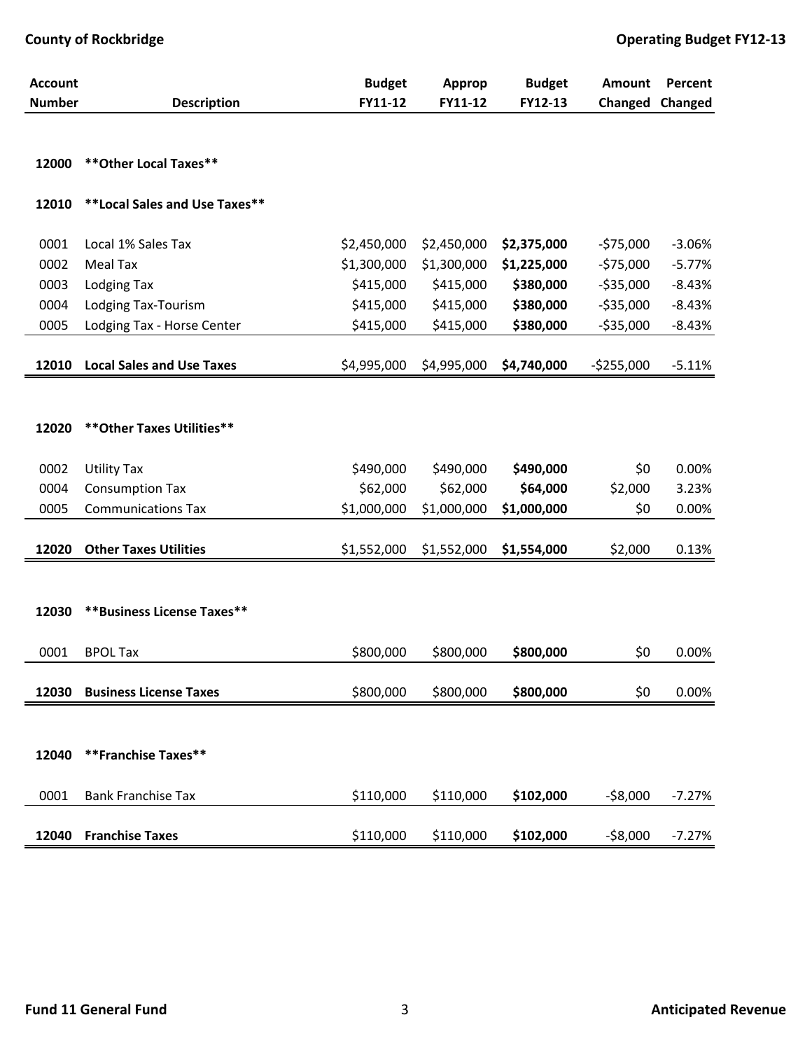| Account Number | Description | Budget FY11-12 | Approp FY11-12 | Budget FY12-13 | Amount Changed | Percent Changed |
|---|---|---|---|---|---|---|
| **12000** | **\*\*Other Local Taxes\*\*** | | | | | |
| **12010** | **\*\*Local Sales and Use Taxes\*\*** | | | | | |
| 0001 | Local 1% Sales Tax | $2,450,000 | $2,450,000 | **$2,375,000** | -$75,000 | -3.06% |
| 0002 | Meal Tax | $1,300,000 | $1,300,000 | **$1,225,000** | -$75,000 | -5.77% |
| 0003 | Lodging Tax | $415,000 | $415,000 | **$380,000** | -$35,000 | -8.43% |
| 0004 | Lodging Tax-Tourism | $415,000 | $415,000 | **$380,000** | -$35,000 | -8.43% |
| 0005 | Lodging Tax - Horse Center | $415,000 | $415,000 | **$380,000** | -$35,000 | -8.43% |
| **12010** | **Local Sales and Use Taxes** | $4,995,000 | $4,995,000 | **$4,740,000** | -$255,000 | -5.11% |
| **12020** | **\*\*Other Taxes Utilities\*\*** | | | | | |
| 0002 | Utility Tax | $490,000 | $490,000 | **$490,000** | $0 | 0.00% |
| 0004 | Consumption Tax | $62,000 | $62,000 | **$64,000** | $2,000 | 3.23% |
| 0005 | Communications Tax | $1,000,000 | $1,000,000 | **$1,000,000** | $0 | 0.00% |
| **12020** | **Other Taxes Utilities** | $1,552,000 | $1,552,000 | **$1,554,000** | $2,000 | 0.13% |
| **12030** | **\*\*Business License Taxes\*\*** | | | | | |
| 0001 | BPOL Tax | $800,000 | $800,000 | **$800,000** | $0 | 0.00% |
| **12030** | **Business License Taxes** | $800,000 | $800,000 | **$800,000** | $0 | 0.00% |
| **12040** | **\*\*Franchise Taxes\*\*** | | | | | |
| 0001 | Bank Franchise Tax | $110,000 | $110,000 | **$102,000** | -$8,000 | -7.27% |
| **12040** | **Franchise Taxes** | $110,000 | $110,000 | **$102,000** | -$8,000 | -7.27% |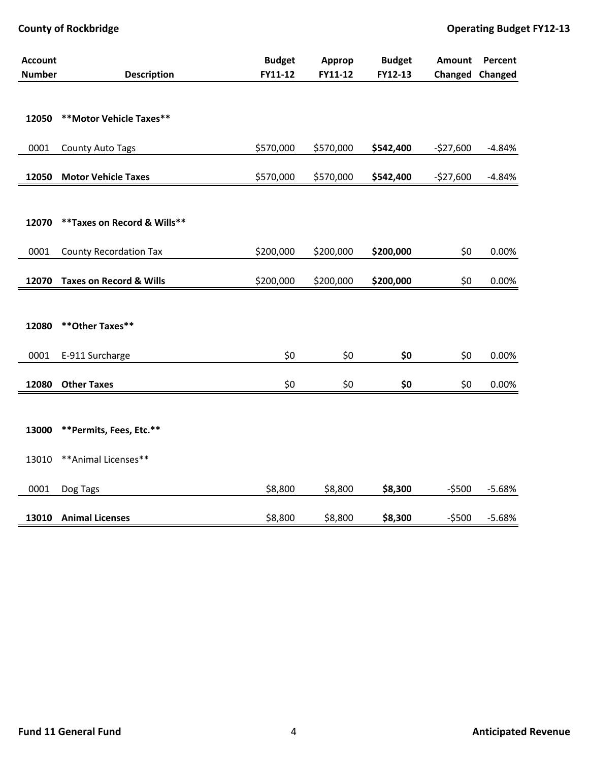| Account Number | Description | Budget FY11-12 | Approp FY11-12 | Budget FY12-13 | Amount Changed | Percent Changed |
|---|---|---|---|---|---|---|
| **12050** | **Motor Vehicle Taxes** | | | | | |
| 0001 | County Auto Tags | $570,000 | $570,000 | **$542,400** | -$27,600 | -4.84% |
| **12050** | **Motor Vehicle Taxes** | $570,000 | $570,000 | **$542,400** | -$27,600 | -4.84% |
| **12070** | **Taxes on Record & Wills** | | | | | |
| 0001 | County Recordation Tax | $200,000 | $200,000 | **$200,000** | $0 | 0.00% |
| **12070** | **Taxes on Record & Wills** | $200,000 | $200,000 | **$200,000** | $0 | 0.00% |
| **12080** | **Other Taxes** | | | | | |
| 0001 | E-911 Surcharge | $0 | $0 | **$0** | $0 | 0.00% |
| **12080** | **Other Taxes** | $0 | $0 | **$0** | $0 | 0.00% |
| **13000** | **Permits, Fees, Etc.** | | | | | |
| 13010 | Animal Licenses | | | | | |
| 0001 | Dog Tags | $8,800 | $8,800 | **$8,300** | -$500 | -5.68% |
| **13010** | **Animal Licenses** | $8,800 | $8,800 | **$8,300** | -$500 | -5.68% |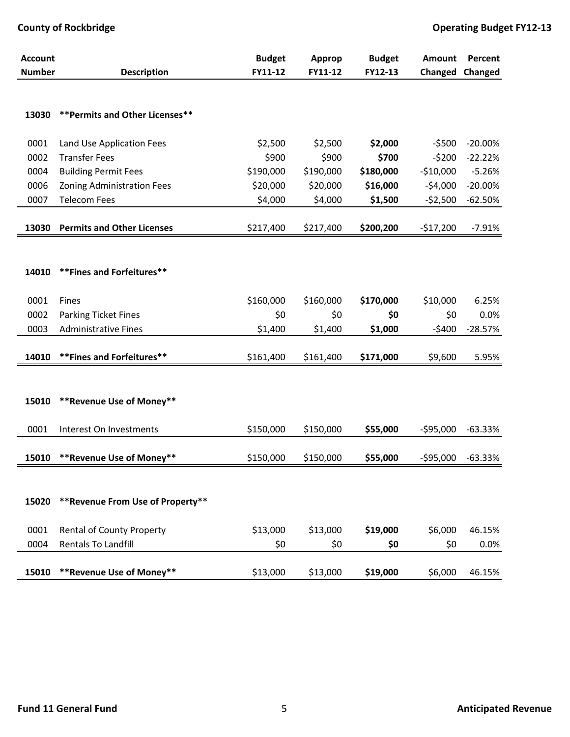| Account Number | Description | Budget FY11-12 | Approp FY11-12 | Budget FY12-13 | Amount Changed | Percent Changed |
|---|---|---|---|---|---|---|
| 13030 | **Permits and Other Licenses** | | | | | |
| 0001 | Land Use Application Fees | $2,500 | $2,500 | **$2,000** | -$500 | -20.00% |
| 0002 | Transfer Fees | $900 | $900 | **$700** | -$200 | -22.22% |
| 0004 | Building Permit Fees | $190,000 | $190,000 | **$180,000** | -$10,000 | -5.26% |
| 0006 | Zoning Administration Fees | $20,000 | $20,000 | **$16,000** | -$4,000 | -20.00% |
| 0007 | Telecom Fees | $4,000 | $4,000 | **$1,500** | -$2,500 | -62.50% |
| **13030** | **Permits and Other Licenses** | $217,400 | $217,400 | **$200,200** | -$17,200 | -7.91% |
| 14010 | **Fines and Forfeitures** | | | | | |
| 0001 | Fines | $160,000 | $160,000 | **$170,000** | $10,000 | 6.25% |
| 0002 | Parking Ticket Fines | $0 | $0 | **$0** | $0 | 0.0% |
| 0003 | Administrative Fines | $1,400 | $1,400 | **$1,000** | -$400 | -28.57% |
| **14010** | **Fines and Forfeitures** | $161,400 | $161,400 | **$171,000** | $9,600 | 5.95% |
| 15010 | **Revenue Use of Money** | | | | | |
| 0001 | Interest On Investments | $150,000 | $150,000 | **$55,000** | -$95,000 | -63.33% |
| **15010** | **Revenue Use of Money** | $150,000 | $150,000 | **$55,000** | -$95,000 | -63.33% |
| 15020 | **Revenue From Use of Property** | | | | | |
| 0001 | Rental of County Property | $13,000 | $13,000 | **$19,000** | $6,000 | 46.15% |
| 0004 | Rentals To Landfill | $0 | $0 | **$0** | $0 | 0.0% |
| **15010** | **Revenue Use of Money** | $13,000 | $13,000 | **$19,000** | $6,000 | 46.15% |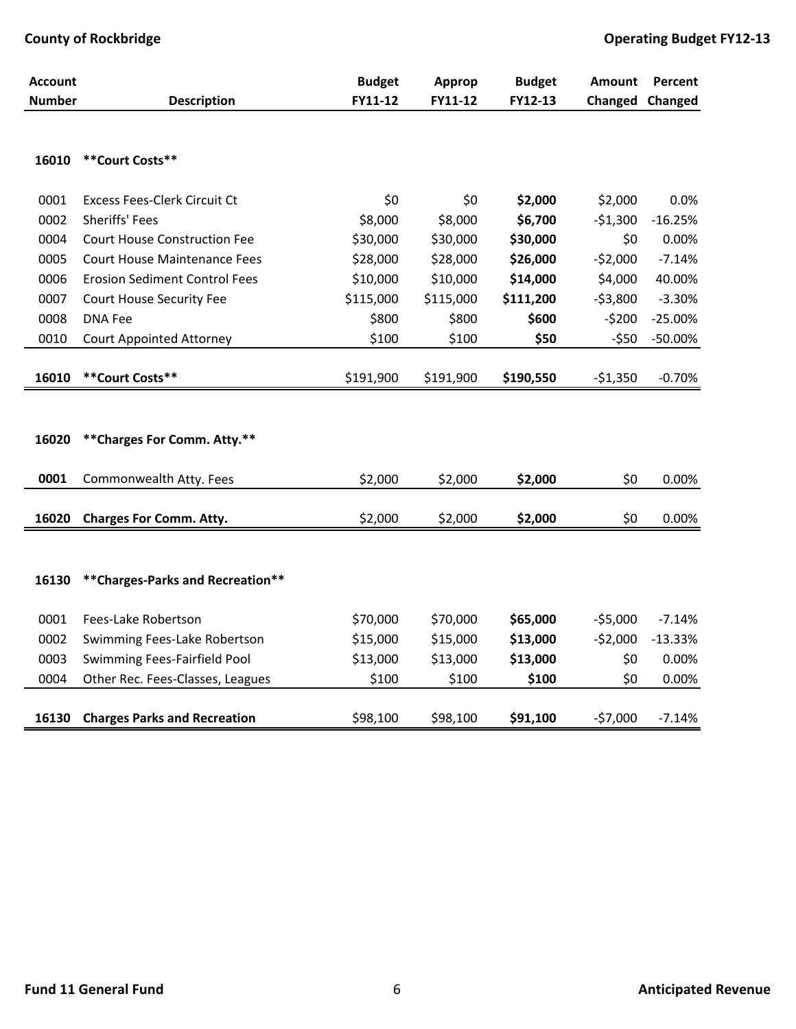| Account Number | Description | Budget FY11-12 | Approp FY11-12 | Budget FY12-13 | Amount Changed | Percent Changed |
|---|---|---|---|---|---|---|
| **16010** | **\*\*Court Costs\*\*** | | | | | |
| 0001 | Excess Fees-Clerk Circuit Ct | $0 | $0 | **$2,000** | $2,000 | 0.0% |
| 0002 | Sheriffs' Fees | $8,000 | $8,000 | **$6,700** | -$1,300 | -16.25% |
| 0004 | Court House Construction Fee | $30,000 | $30,000 | **$30,000** | $0 | 0.00% |
| 0005 | Court House Maintenance Fees | $28,000 | $28,000 | **$26,000** | -$2,000 | -7.14% |
| 0006 | Erosion Sediment Control Fees | $10,000 | $10,000 | **$14,000** | $4,000 | 40.00% |
| 0007 | Court House Security Fee | $115,000 | $115,000 | **$111,200** | -$3,800 | -3.30% |
| 0008 | DNA Fee | $800 | $800 | **$600** | -$200 | -25.00% |
| 0010 | Court Appointed Attorney | $100 | $100 | **$50** | -$50 | -50.00% |
| **16010** | **\*\*Court Costs\*\*** | $191,900 | $191,900 | **$190,550** | -$1,350 | -0.70% |
| **16020** | **\*\*Charges For Comm. Atty.\*\*** | | | | | |
| **0001** | Commonwealth Atty. Fees | $2,000 | $2,000 | **$2,000** | $0 | 0.00% |
| **16020** | **Charges For Comm. Atty.** | $2,000 | $2,000 | **$2,000** | $0 | 0.00% |
| **16130** | **\*\*Charges-Parks and Recreation\*\*** | | | | | |
| 0001 | Fees-Lake Robertson | $70,000 | $70,000 | **$65,000** | -$5,000 | -7.14% |
| 0002 | Swimming Fees-Lake Robertson | $15,000 | $15,000 | **$13,000** | -$2,000 | -13.33% |
| 0003 | Swimming Fees-Fairfield Pool | $13,000 | $13,000 | **$13,000** | $0 | 0.00% |
| 0004 | Other Rec. Fees-Classes, Leagues | $100 | $100 | **$100** | $0 | 0.00% |
| **16130** | **Charges Parks and Recreation** | $98,100 | $98,100 | **$91,100** | -$7,000 | -7.14% |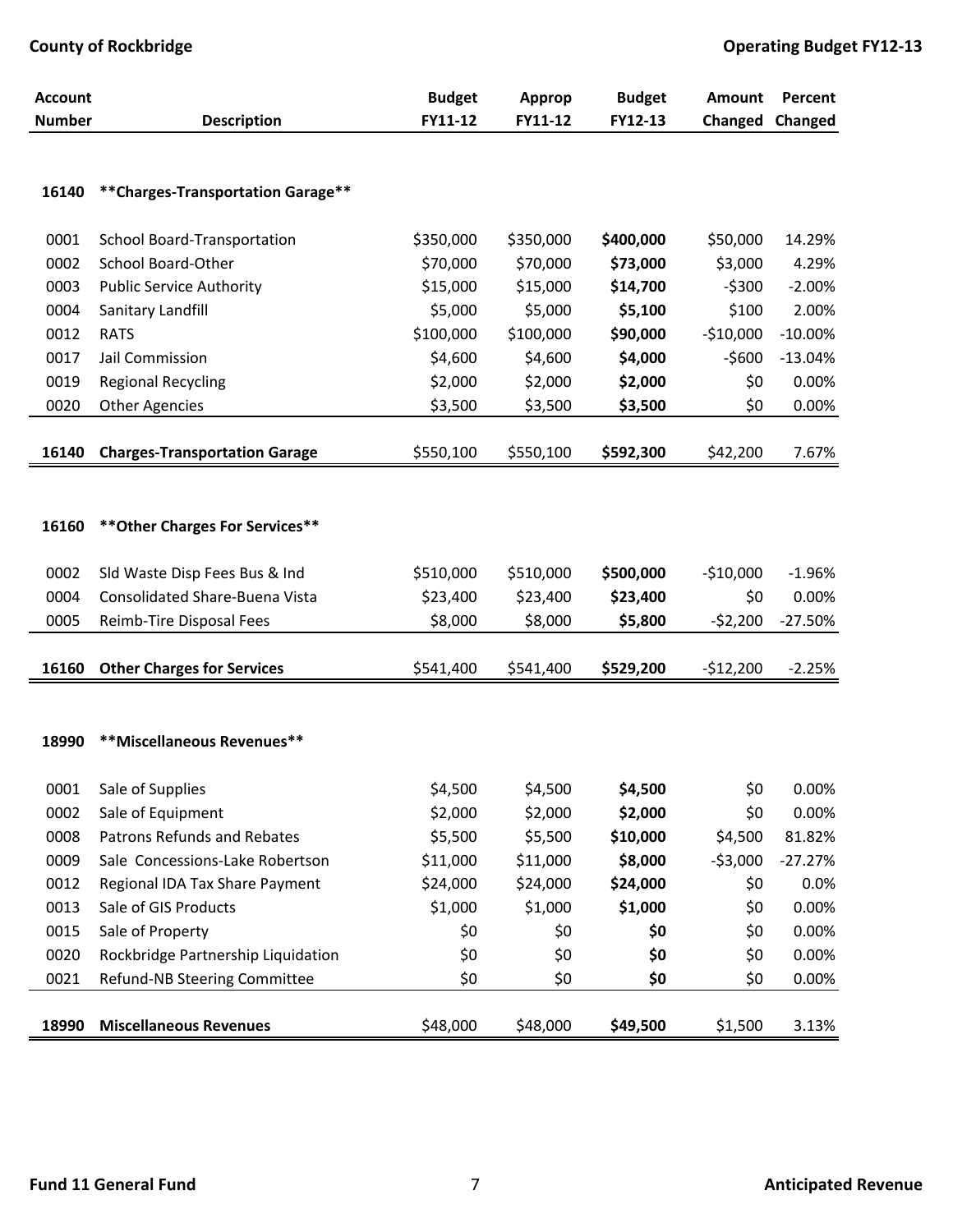| Account Number | Description | Budget FY11-12 | Approp FY11-12 | Budget FY12-13 | Amount Changed | Percent Changed |
|---|---|---|---|---|---|---|
| **16140** | **\*\*Charges-Transportation Garage\*\*** | | | | | |
| 0001 | School Board-Transportation | $350,000 | $350,000 | **$400,000** | $50,000 | 14.29% |
| 0002 | School Board-Other | $70,000 | $70,000 | **$73,000** | $3,000 | 4.29% |
| 0003 | Public Service Authority | $15,000 | $15,000 | **$14,700** | -$300 | -2.00% |
| 0004 | Sanitary Landfill | $5,000 | $5,000 | **$5,100** | $100 | 2.00% |
| 0012 | RATS | $100,000 | $100,000 | **$90,000** | -$10,000 | -10.00% |
| 0017 | Jail Commission | $4,600 | $4,600 | **$4,000** | -$600 | -13.04% |
| 0019 | Regional Recycling | $2,000 | $2,000 | **$2,000** | $0 | 0.00% |
| 0020 | Other Agencies | $3,500 | $3,500 | **$3,500** | $0 | 0.00% |
| **16140** | **Charges-Transportation Garage** | $550,100 | $550,100 | **$592,300** | $42,200 | 7.67% |
| **16160** | **\*\*Other Charges For Services\*\*** | | | | | |
| 0002 | Sld Waste Disp Fees Bus & Ind | $510,000 | $510,000 | **$500,000** | -$10,000 | -1.96% |
| 0004 | Consolidated Share-Buena Vista | $23,400 | $23,400 | **$23,400** | $0 | 0.00% |
| 0005 | Reimb-Tire Disposal Fees | $8,000 | $8,000 | **$5,800** | -$2,200 | -27.50% |
| **16160** | **Other Charges for Services** | $541,400 | $541,400 | **$529,200** | -$12,200 | -2.25% |
| **18990** | **\*\*Miscellaneous Revenues\*\*** | | | | | |
| 0001 | Sale of Supplies | $4,500 | $4,500 | **$4,500** | $0 | 0.00% |
| 0002 | Sale of Equipment | $2,000 | $2,000 | **$2,000** | $0 | 0.00% |
| 0008 | Patrons Refunds and Rebates | $5,500 | $5,500 | **$10,000** | $4,500 | 81.82% |
| 0009 | Sale Concessions-Lake Robertson | $11,000 | $11,000 | **$8,000** | -$3,000 | -27.27% |
| 0012 | Regional IDA Tax Share Payment | $24,000 | $24,000 | **$24,000** | $0 | 0.0% |
| 0013 | Sale of GIS Products | $1,000 | $1,000 | **$1,000** | $0 | 0.00% |
| 0015 | Sale of Property | $0 | $0 | **$0** | $0 | 0.00% |
| 0020 | Rockbridge Partnership Liquidation | $0 | $0 | **$0** | $0 | 0.00% |
| 0021 | Refund-NB Steering Committee | $0 | $0 | **$0** | $0 | 0.00% |
| **18990** | **Miscellaneous Revenues** | $48,000 | $48,000 | **$49,500** | $1,500 | 3.13% |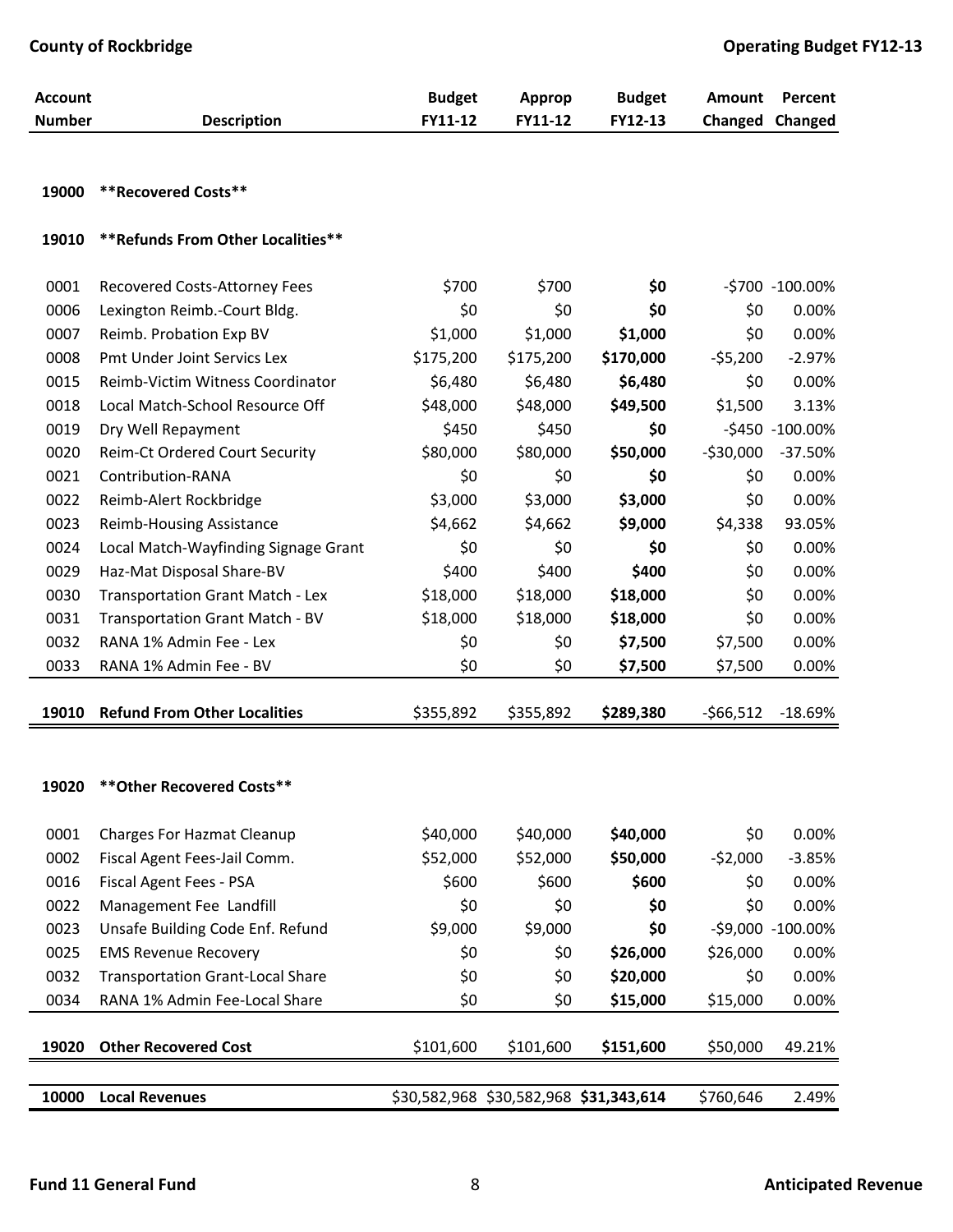| Account Number | Description | Budget FY11-12 | Approp FY11-12 | Budget FY12-13 | Amount Changed | Percent Changed |
|---|---|---|---|---|---|---|
| 19000 | **Recovered Costs** | | | | | |
| 19010 | **Refunds From Other Localities** | | | | | |
| 0001 | Recovered Costs-Attorney Fees | $700 | $700 | **$0** | -$700 | -100.00% |
| 0006 | Lexington Reimb.-Court Bldg. | $0 | $0 | **$0** | $0 | 0.00% |
| 0007 | Reimb. Probation Exp BV | $1,000 | $1,000 | **$1,000** | $0 | 0.00% |
| 0008 | Pmt Under Joint Servics Lex | $175,200 | $175,200 | **$170,000** | -$5,200 | -2.97% |
| 0015 | Reimb-Victim Witness Coordinator | $6,480 | $6,480 | **$6,480** | $0 | 0.00% |
| 0018 | Local Match-School Resource Off | $48,000 | $48,000 | **$49,500** | $1,500 | 3.13% |
| 0019 | Dry Well Repayment | $450 | $450 | **$0** | -$450 | -100.00% |
| 0020 | Reim-Ct Ordered Court Security | $80,000 | $80,000 | **$50,000** | -$30,000 | -37.50% |
| 0021 | Contribution-RANA | $0 | $0 | **$0** | $0 | 0.00% |
| 0022 | Reimb-Alert Rockbridge | $3,000 | $3,000 | **$3,000** | $0 | 0.00% |
| 0023 | Reimb-Housing Assistance | $4,662 | $4,662 | **$9,000** | $4,338 | 93.05% |
| 0024 | Local Match-Wayfinding Signage Grant | $0 | $0 | **$0** | $0 | 0.00% |
| 0029 | Haz-Mat Disposal Share-BV | $400 | $400 | **$400** | $0 | 0.00% |
| 0030 | Transportation Grant Match - Lex | $18,000 | $18,000 | **$18,000** | $0 | 0.00% |
| 0031 | Transportation Grant Match - BV | $18,000 | $18,000 | **$18,000** | $0 | 0.00% |
| 0032 | RANA 1% Admin Fee - Lex | $0 | $0 | **$7,500** | $7,500 | 0.00% |
| 0033 | RANA 1% Admin Fee - BV | $0 | $0 | **$7,500** | $7,500 | 0.00% |
| **19010** | **Refund From Other Localities** | $355,892 | $355,892 | **$289,380** | -$66,512 | -18.69% |
| 19020 | **Other Recovered Costs** | | | | | |
| 0001 | Charges For Hazmat Cleanup | $40,000 | $40,000 | **$40,000** | $0 | 0.00% |
| 0002 | Fiscal Agent Fees-Jail Comm. | $52,000 | $52,000 | **$50,000** | -$2,000 | -3.85% |
| 0016 | Fiscal Agent Fees - PSA | $600 | $600 | **$600** | $0 | 0.00% |
| 0022 | Management Fee Landfill | $0 | $0 | **$0** | $0 | 0.00% |
| 0023 | Unsafe Building Code Enf. Refund | $9,000 | $9,000 | **$0** | -$9,000 | -100.00% |
| 0025 | EMS Revenue Recovery | $0 | $0 | **$26,000** | $26,000 | 0.00% |
| 0032 | Transportation Grant-Local Share | $0 | $0 | **$20,000** | $0 | 0.00% |
| 0034 | RANA 1% Admin Fee-Local Share | $0 | $0 | **$15,000** | $15,000 | 0.00% |
| **19020** | **Other Recovered Cost** | $101,600 | $101,600 | **$151,600** | $50,000 | 49.21% |
| **10000** | **Local Revenues** | $30,582,968 | $30,582,968 | **$31,343,614** | $760,646 | 2.49% |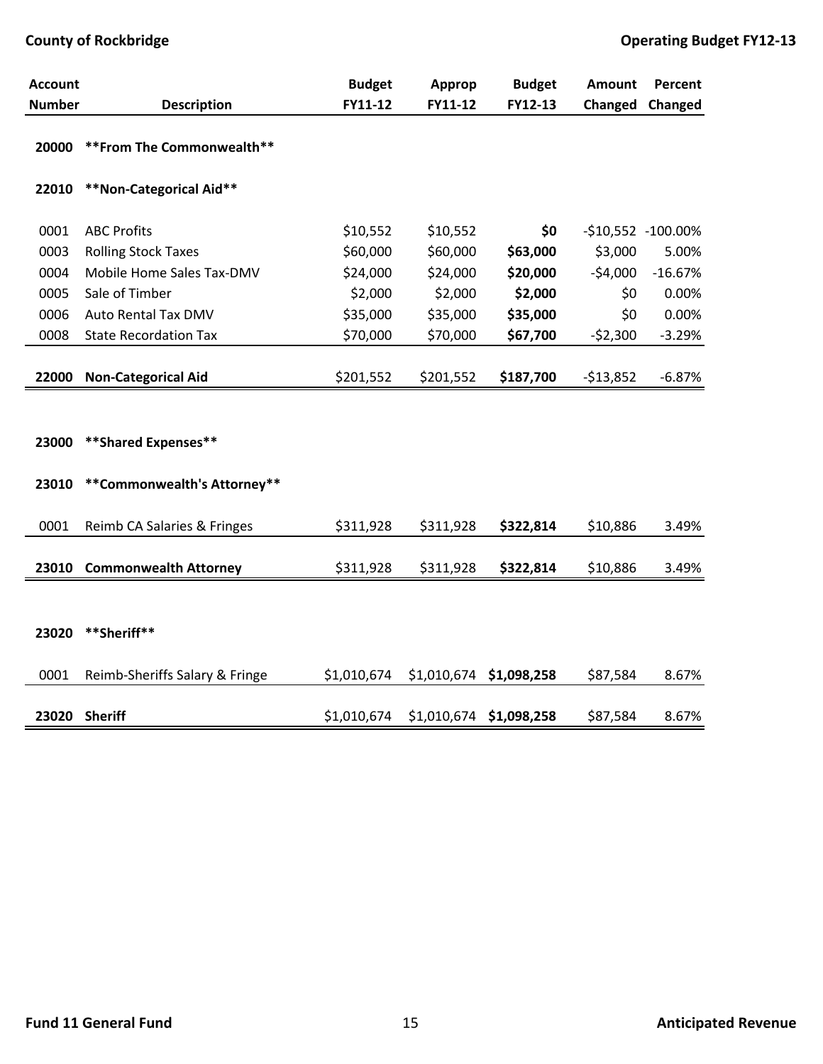| Account Number | Description | Budget FY11-12 | Approp FY11-12 | Budget FY12-13 | Amount Changed | Percent Changed |
|---|---|---|---|---|---|---|
| 20000 | **From The Commonwealth** | | | | | |
| 22010 | **Non-Categorical Aid** | | | | | |
| 0001 | ABC Profits | $10,552 | $10,552 | **$0** | -$10,552 | -100.00% |
| 0003 | Rolling Stock Taxes | $60,000 | $60,000 | **$63,000** | $3,000 | 5.00% |
| 0004 | Mobile Home Sales Tax-DMV | $24,000 | $24,000 | **$20,000** | -$4,000 | -16.67% |
| 0005 | Sale of Timber | $2,000 | $2,000 | **$2,000** | $0 | 0.00% |
| 0006 | Auto Rental Tax DMV | $35,000 | $35,000 | **$35,000** | $0 | 0.00% |
| 0008 | State Recordation Tax | $70,000 | $70,000 | **$67,700** | -$2,300 | -3.29% |
| **22000** | **Non-Categorical Aid** | $201,552 | $201,552 | **$187,700** | -$13,852 | -6.87% |
| 23000 | **Shared Expenses** | | | | | |
| 23010 | **Commonwealth's Attorney** | | | | | |
| 0001 | Reimb CA Salaries & Fringes | $311,928 | $311,928 | **$322,814** | $10,886 | 3.49% |
| **23010** | **Commonwealth Attorney** | $311,928 | $311,928 | **$322,814** | $10,886 | 3.49% |
| 23020 | **Sheriff** | | | | | |
| 0001 | Reimb-Sheriffs Salary & Fringe | $1,010,674 | $1,010,674 | **$1,098,258** | $87,584 | 8.67% |
| **23020** | **Sheriff** | $1,010,674 | $1,010,674 | **$1,098,258** | $87,584 | 8.67% |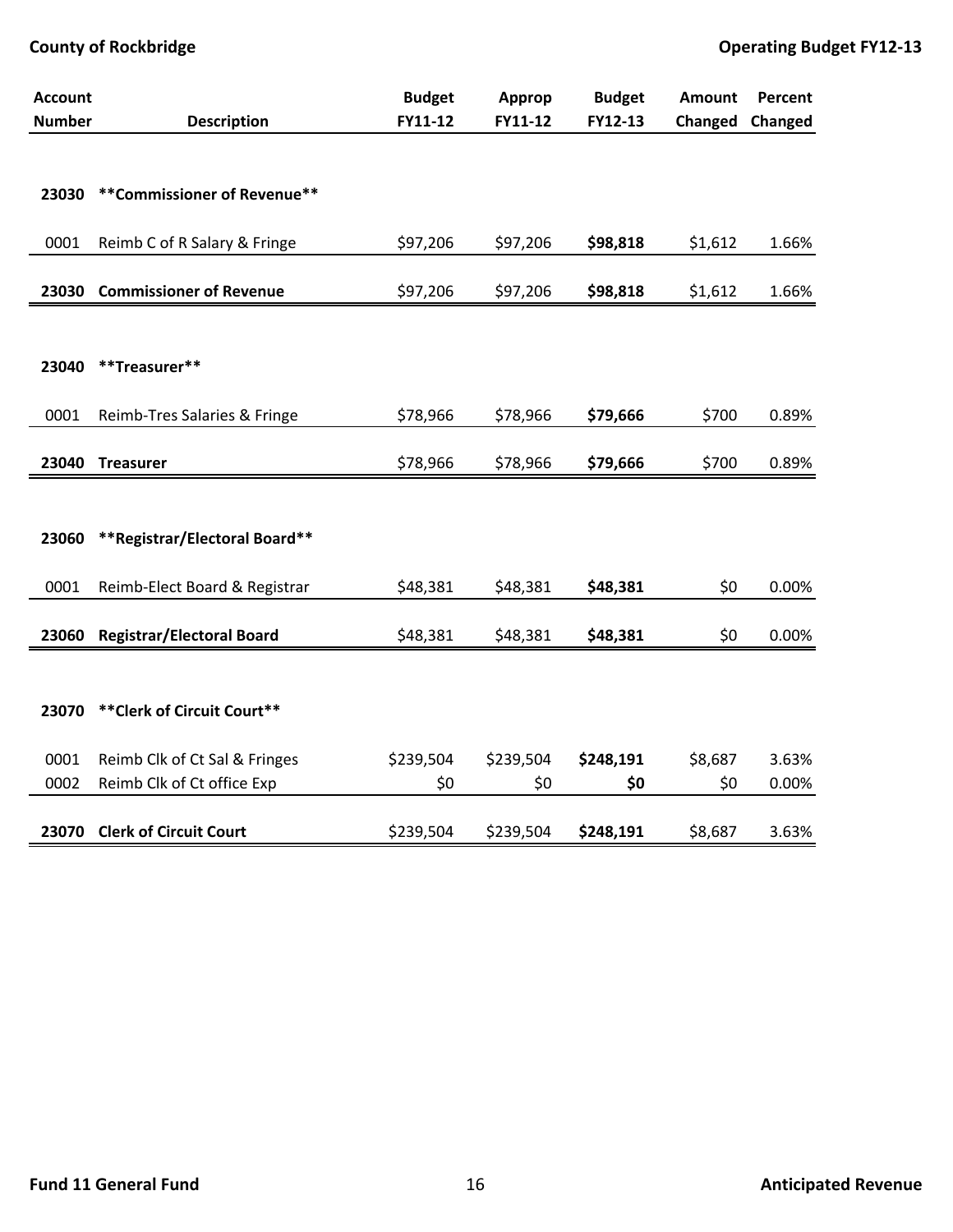| Account Number | Description | Budget FY11-12 | Approp FY11-12 | Budget FY12-13 | Amount Changed | Percent Changed |
|---|---|---|---|---|---|---|
| 23030 | **Commissioner of Revenue** | | | | | |
| 0001 | Reimb C of R Salary & Fringe | $97,206 | $97,206 | **$98,818** | $1,612 | 1.66% |
| **23030** | **Commissioner of Revenue** | $97,206 | $97,206 | **$98,818** | $1,612 | 1.66% |
| 23040 | **Treasurer** | | | | | |
| 0001 | Reimb-Tres Salaries & Fringe | $78,966 | $78,966 | **$79,666** | $700 | 0.89% |
| **23040** | **Treasurer** | $78,966 | $78,966 | **$79,666** | $700 | 0.89% |
| 23060 | **Registrar/Electoral Board** | | | | | |
| 0001 | Reimb-Elect Board & Registrar | $48,381 | $48,381 | **$48,381** | $0 | 0.00% |
| **23060** | **Registrar/Electoral Board** | $48,381 | $48,381 | **$48,381** | $0 | 0.00% |
| 23070 | **Clerk of Circuit Court** | | | | | |
| 0001 | Reimb Clk of Ct Sal & Fringes | $239,504 | $239,504 | **$248,191** | $8,687 | 3.63% |
| 0002 | Reimb Clk of Ct office Exp | $0 | $0 | **$0** | $0 | 0.00% |
| **23070** | **Clerk of Circuit Court** | $239,504 | $239,504 | **$248,191** | $8,687 | 3.63% |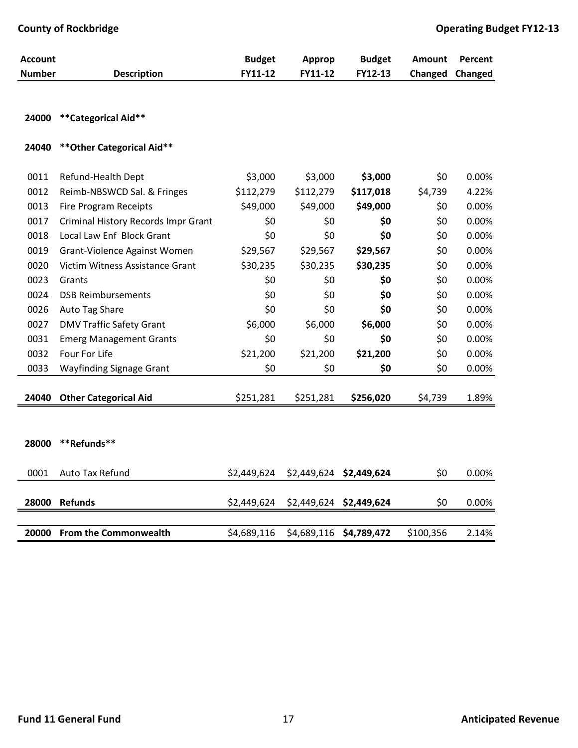| Account Number | Description | Budget FY11-12 | Approp FY11-12 | Budget FY12-13 | Amount Changed | Percent Changed |
|---|---|---|---|---|---|---|
| 24000 | **Categorical Aid** | | | | | |
| 24040 | **Other Categorical Aid** | | | | | |
| 0011 | Refund-Health Dept | $3,000 | $3,000 | **$3,000** | $0 | 0.00% |
| 0012 | Reimb-NBSWCD Sal. & Fringes | $112,279 | $112,279 | **$117,018** | $4,739 | 4.22% |
| 0013 | Fire Program Receipts | $49,000 | $49,000 | **$49,000** | $0 | 0.00% |
| 0017 | Criminal History Records Impr Grant | $0 | $0 | **$0** | $0 | 0.00% |
| 0018 | Local Law Enf Block Grant | $0 | $0 | **$0** | $0 | 0.00% |
| 0019 | Grant-Violence Against Women | $29,567 | $29,567 | **$29,567** | $0 | 0.00% |
| 0020 | Victim Witness Assistance Grant | $30,235 | $30,235 | **$30,235** | $0 | 0.00% |
| 0023 | Grants | $0 | $0 | **$0** | $0 | 0.00% |
| 0024 | DSB Reimbursements | $0 | $0 | **$0** | $0 | 0.00% |
| 0026 | Auto Tag Share | $0 | $0 | **$0** | $0 | 0.00% |
| 0027 | DMV Traffic Safety Grant | $6,000 | $6,000 | **$6,000** | $0 | 0.00% |
| 0031 | Emerg Management Grants | $0 | $0 | **$0** | $0 | 0.00% |
| 0032 | Four For Life | $21,200 | $21,200 | **$21,200** | $0 | 0.00% |
| 0033 | Wayfinding Signage Grant | $0 | $0 | **$0** | $0 | 0.00% |
| **24040** | **Other Categorical Aid** | $251,281 | $251,281 | **$256,020** | $4,739 | 1.89% |
| 28000 | **Refunds** | | | | | |
| 0001 | Auto Tax Refund | $2,449,624 | $2,449,624 | **$2,449,624** | $0 | 0.00% |
| **28000** | **Refunds** | $2,449,624 | $2,449,624 | **$2,449,624** | $0 | 0.00% |
| **20000** | **From the Commonwealth** | $4,689,116 | $4,689,116 | **$4,789,472** | $100,356 | 2.14% |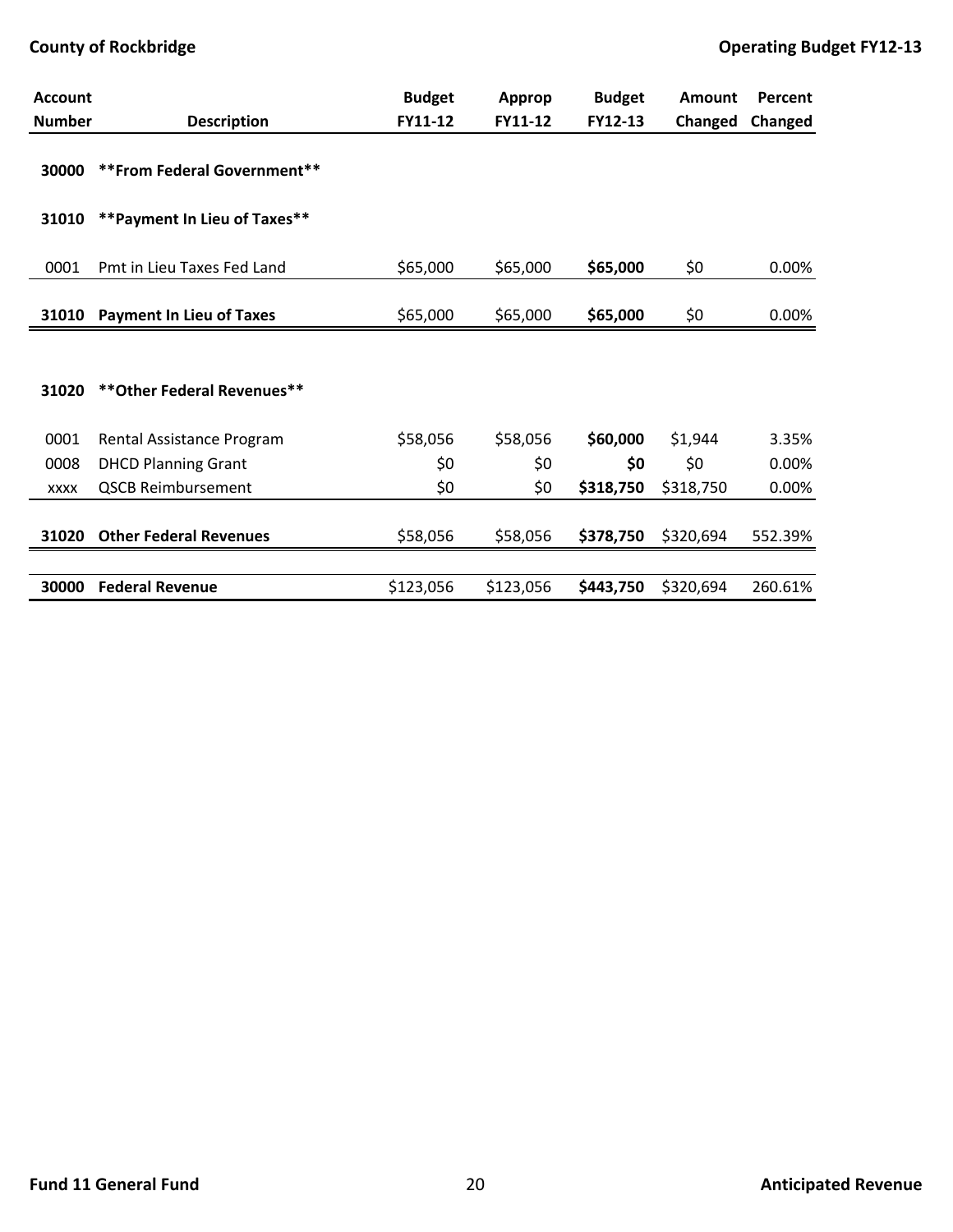| Account Number | Description | Budget FY11-12 | Approp FY11-12 | Budget FY12-13 | Amount Changed | Percent Changed |
|---|---|---|---|---|---|---|
| **30000** | **\*\*From Federal Government\*\*** | | | | | |
| **31010** | **\*\*Payment In Lieu of Taxes\*\*** | | | | | |
| 0001 | Pmt in Lieu Taxes Fed Land | $65,000 | $65,000 | **$65,000** | $0 | 0.00% |
| **31010** | **Payment In Lieu of Taxes** | $65,000 | $65,000 | **$65,000** | $0 | 0.00% |
| **31020** | **\*\*Other Federal Revenues\*\*** | | | | | |
| 0001 | Rental Assistance Program | $58,056 | $58,056 | **$60,000** | $1,944 | 3.35% |
| 0008 | DHCD Planning Grant | $0 | $0 | **$0** | $0 | 0.00% |
| xxxx | QSCB Reimbursement | $0 | $0 | **$318,750** | $318,750 | 0.00% |
| **31020** | **Other Federal Revenues** | $58,056 | $58,056 | **$378,750** | $320,694 | 552.39% |
| **30000** | **Federal Revenue** | $123,056 | $123,056 | **$443,750** | $320,694 | 260.61% |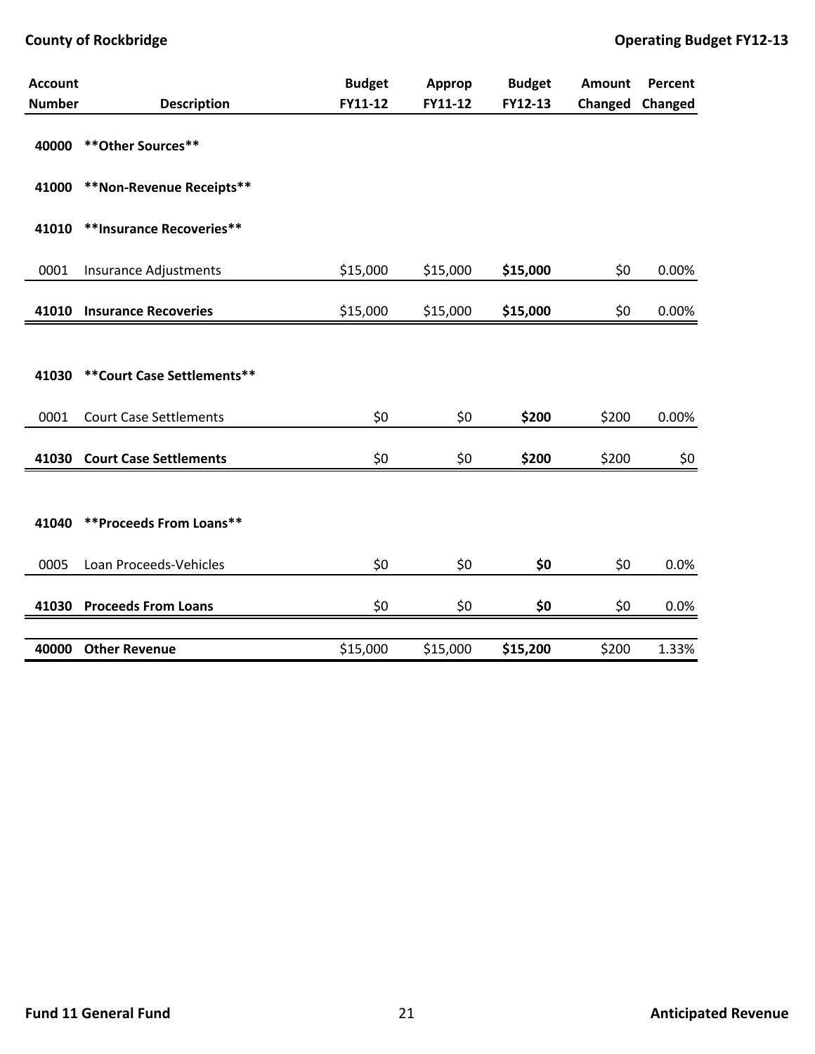| Account Number | Description | Budget FY11-12 | Approp FY11-12 | Budget FY12-13 | Amount Changed | Percent Changed |
|---|---|---|---|---|---|---|
| 40000 | **Other Sources** | | | | | |
| 41000 | **Non-Revenue Receipts** | | | | | |
| 41010 | **Insurance Recoveries** | | | | | |
| 0001 | Insurance Adjustments | $15,000 | $15,000 | **$15,000** | $0 | 0.00% |
| **41010** | **Insurance Recoveries** | $15,000 | $15,000 | **$15,000** | $0 | 0.00% |
| 41030 | **Court Case Settlements** | | | | | |
| 0001 | Court Case Settlements | $0 | $0 | **$200** | $200 | 0.00% |
| **41030** | **Court Case Settlements** | $0 | $0 | **$200** | $200 | $0 |
| 41040 | **Proceeds From Loans** | | | | | |
| 0005 | Loan Proceeds-Vehicles | $0 | $0 | **$0** | $0 | 0.0% |
| **41030** | **Proceeds From Loans** | $0 | $0 | **$0** | $0 | 0.0% |
| **40000** | **Other Revenue** | $15,000 | $15,000 | **$15,200** | $200 | 1.33% |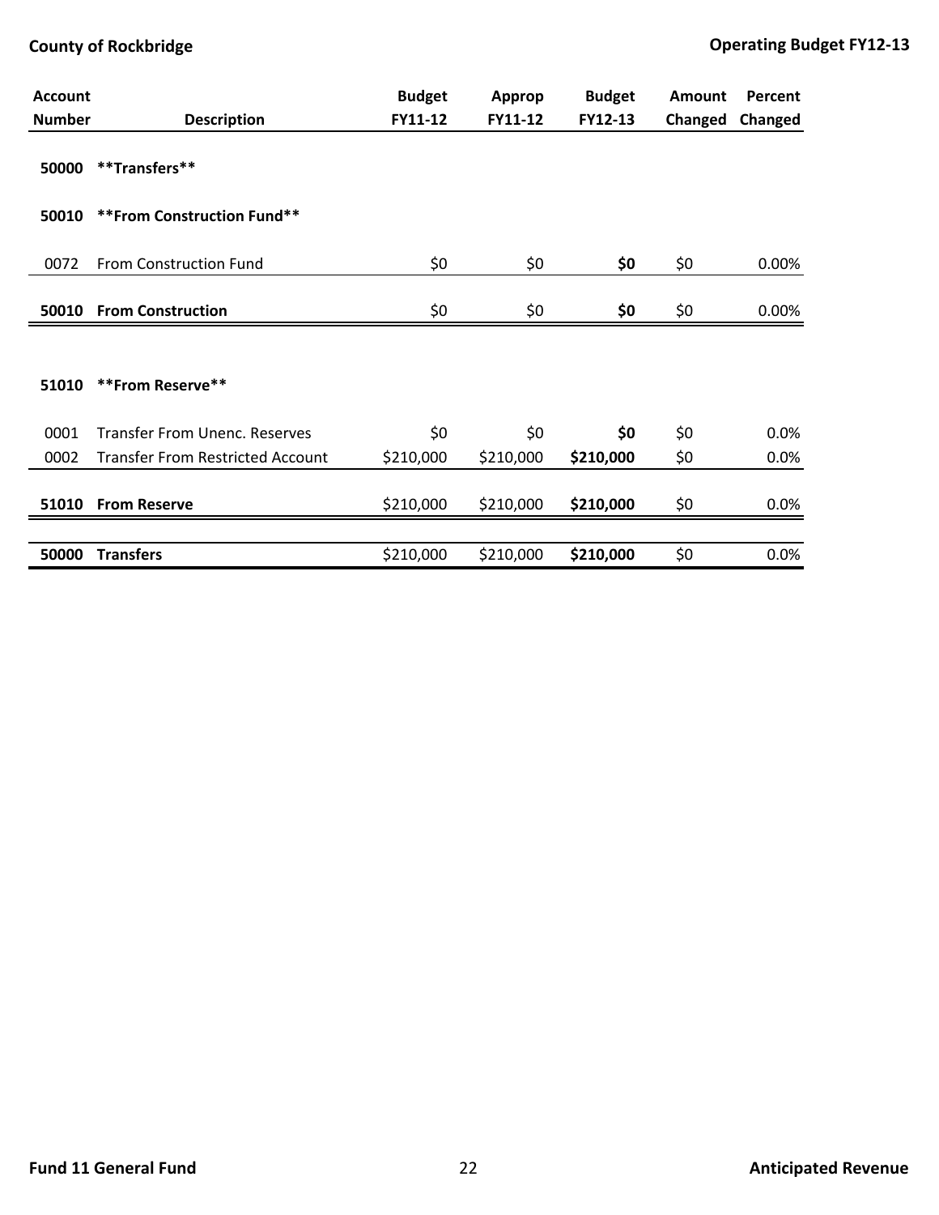| Account Number | Description | Budget FY11-12 | Approp FY11-12 | Budget FY12-13 | Amount Changed | Percent Changed |
|---|---|---|---|---|---|---|
| 50000 | **Transfers** | | | | | |
| 50010 | **From Construction Fund** | | | | | |
| 0072 | From Construction Fund | $0 | $0 | **$0** | $0 | 0.00% |
| **50010** | **From Construction** | $0 | $0 | **$0** | $0 | 0.00% |
| 51010 | **From Reserve** | | | | | |
| 0001 | Transfer From Unenc. Reserves | $0 | $0 | **$0** | $0 | 0.0% |
| 0002 | Transfer From Restricted Account | $210,000 | $210,000 | **$210,000** | $0 | 0.0% |
| **51010** | **From Reserve** | $210,000 | $210,000 | **$210,000** | $0 | 0.0% |
| **50000** | **Transfers** | $210,000 | $210,000 | **$210,000** | $0 | 0.0% |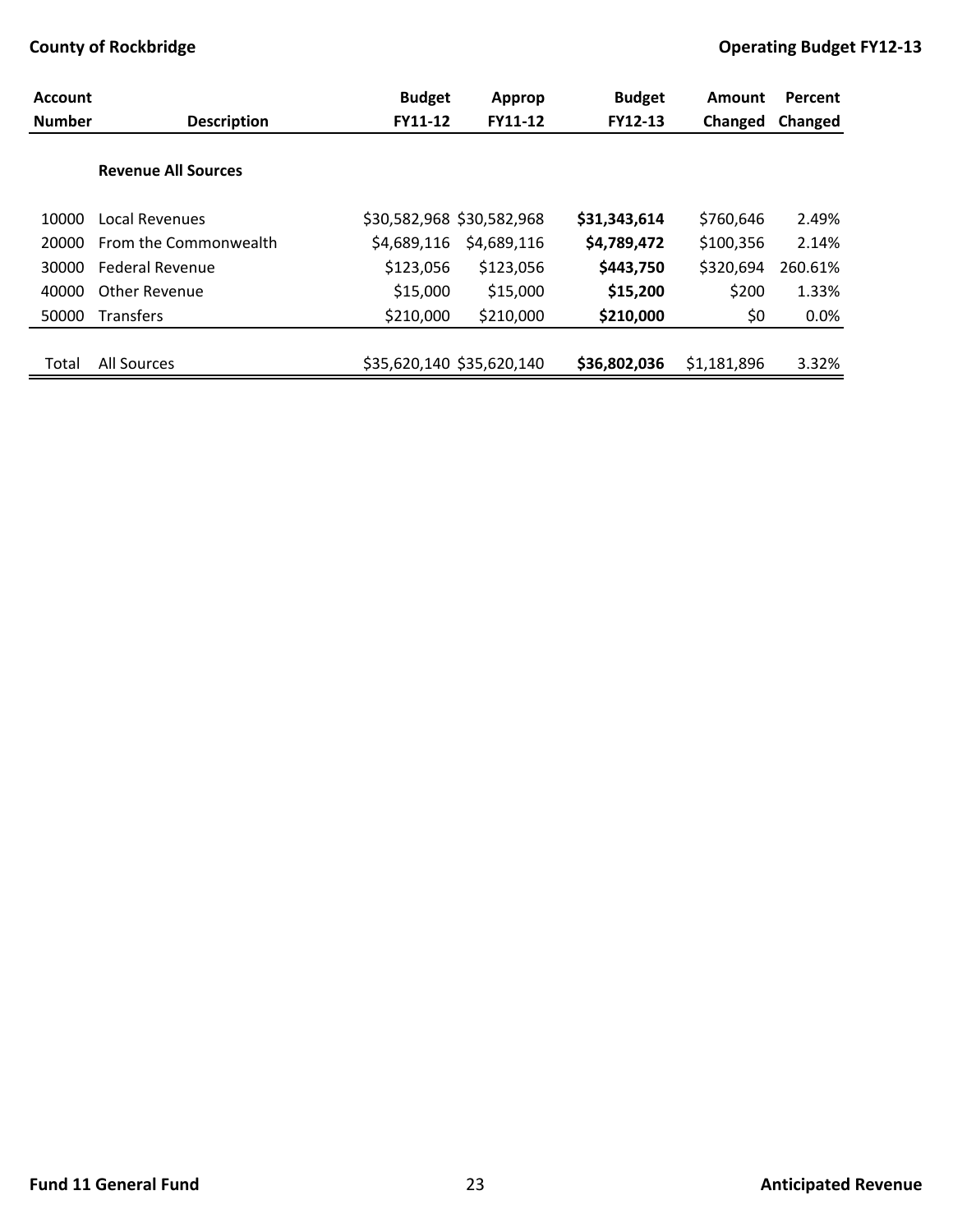| Account Number | Description | Budget FY11-12 | Approp FY11-12 | Budget FY12-13 | Amount Changed | Percent Changed |
|---|---|---|---|---|---|---|
| | **Revenue All Sources** | | | | | |
| 10000 | Local Revenues | $30,582,968 | $30,582,968 | **$31,343,614** | $760,646 | 2.49% |
| 20000 | From the Commonwealth | $4,689,116 | $4,689,116 | **$4,789,472** | $100,356 | 2.14% |
| 30000 | Federal Revenue | $123,056 | $123,056 | **$443,750** | $320,694 | 260.61% |
| 40000 | Other Revenue | $15,000 | $15,000 | **$15,200** | $200 | 1.33% |
| 50000 | Transfers | $210,000 | $210,000 | **$210,000** | $0 | 0.0% |
| Total | All Sources | $35,620,140 | $35,620,140 | **$36,802,036** | $1,181,896 | 3.32% |